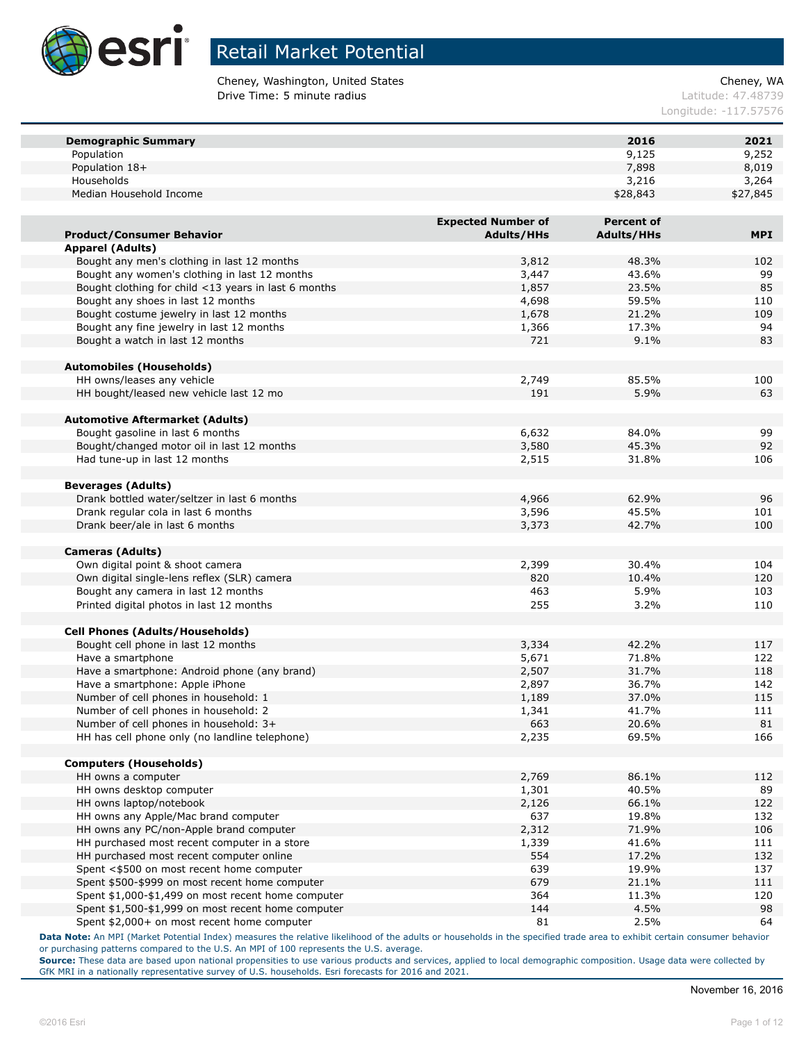# Retail Market Potential

Cheney, Washington, United States
Drive Time: 5 minute radius

Cheney, WA
Latitude: 47.48739
Longitude: -117.57576

| Demographic Summary | 2016 | 2021 |
|---|---|---|
| Population | 9,125 | 9,252 |
| Population 18+ | 7,898 | 8,019 |
| Households | 3,216 | 3,264 |
| Median Household Income | $28,843 | $27,845 |

| Product/Consumer Behavior | Expected Number of Adults/HHs | Percent of Adults/HHs | MPI |
|---|---|---|---|
| **Apparel (Adults)** | | | |
| Bought any men's clothing in last 12 months | 3,812 | 48.3% | 102 |
| Bought any women's clothing in last 12 months | 3,447 | 43.6% | 99 |
| Bought clothing for child <13 years in last 6 months | 1,857 | 23.5% | 85 |
| Bought any shoes in last 12 months | 4,698 | 59.5% | 110 |
| Bought costume jewelry in last 12 months | 1,678 | 21.2% | 109 |
| Bought any fine jewelry in last 12 months | 1,366 | 17.3% | 94 |
| Bought a watch in last 12 months | 721 | 9.1% | 83 |
| **Automobiles (Households)** | | | |
| HH owns/leases any vehicle | 2,749 | 85.5% | 100 |
| HH bought/leased new vehicle last 12 mo | 191 | 5.9% | 63 |
| **Automotive Aftermarket (Adults)** | | | |
| Bought gasoline in last 6 months | 6,632 | 84.0% | 99 |
| Bought/changed motor oil in last 12 months | 3,580 | 45.3% | 92 |
| Had tune-up in last 12 months | 2,515 | 31.8% | 106 |
| **Beverages (Adults)** | | | |
| Drank bottled water/seltzer in last 6 months | 4,966 | 62.9% | 96 |
| Drank regular cola in last 6 months | 3,596 | 45.5% | 101 |
| Drank beer/ale in last 6 months | 3,373 | 42.7% | 100 |
| **Cameras (Adults)** | | | |
| Own digital point & shoot camera | 2,399 | 30.4% | 104 |
| Own digital single-lens reflex (SLR) camera | 820 | 10.4% | 120 |
| Bought any camera in last 12 months | 463 | 5.9% | 103 |
| Printed digital photos in last 12 months | 255 | 3.2% | 110 |
| **Cell Phones (Adults/Households)** | | | |
| Bought cell phone in last 12 months | 3,334 | 42.2% | 117 |
| Have a smartphone | 5,671 | 71.8% | 122 |
| Have a smartphone: Android phone (any brand) | 2,507 | 31.7% | 118 |
| Have a smartphone: Apple iPhone | 2,897 | 36.7% | 142 |
| Number of cell phones in household: 1 | 1,189 | 37.0% | 115 |
| Number of cell phones in household: 2 | 1,341 | 41.7% | 111 |
| Number of cell phones in household: 3+ | 663 | 20.6% | 81 |
| HH has cell phone only (no landline telephone) | 2,235 | 69.5% | 166 |
| **Computers (Households)** | | | |
| HH owns a computer | 2,769 | 86.1% | 112 |
| HH owns desktop computer | 1,301 | 40.5% | 89 |
| HH owns laptop/notebook | 2,126 | 66.1% | 122 |
| HH owns any Apple/Mac brand computer | 637 | 19.8% | 132 |
| HH owns any PC/non-Apple brand computer | 2,312 | 71.9% | 106 |
| HH purchased most recent computer in a store | 1,339 | 41.6% | 111 |
| HH purchased most recent computer online | 554 | 17.2% | 132 |
| Spent <$500 on most recent home computer | 639 | 19.9% | 137 |
| Spent $500-$999 on most recent home computer | 679 | 21.1% | 111 |
| Spent $1,000-$1,499 on most recent home computer | 364 | 11.3% | 120 |
| Spent $1,500-$1,999 on most recent home computer | 144 | 4.5% | 98 |
| Spent $2,000+ on most recent home computer | 81 | 2.5% | 64 |

**Data Note:** An MPI (Market Potential Index) measures the relative likelihood of the adults or households in the specified trade area to exhibit certain consumer behavior or purchasing patterns compared to the U.S. An MPI of 100 represents the U.S. average.

**Source:** These data are based upon national propensities to use various products and services, applied to local demographic composition. Usage data were collected by GfK MRI in a nationally representative survey of U.S. households. Esri forecasts for 2016 and 2021.

November 16, 2016

©2016 Esri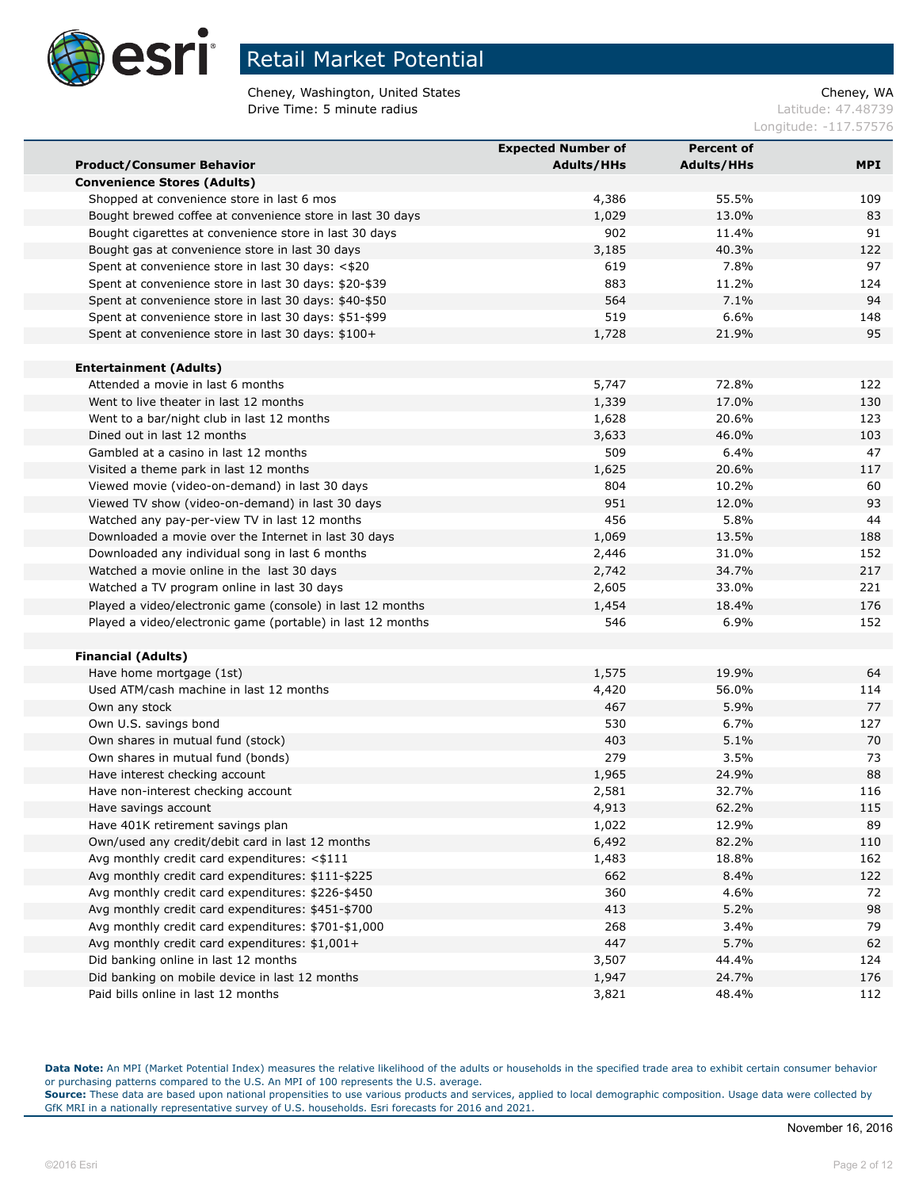# Retail Market Potential

Cheney, Washington, United States
Drive Time: 5 minute radius

Cheney, WA
Latitude: 47.48739
Longitude: -117.57576

| Product/Consumer Behavior | Expected Number of Adults/HHs | Percent of Adults/HHs | MPI |
|---|---|---|---|
| **Convenience Stores (Adults)** | | | |
| Shopped at convenience store in last 6 mos | 4,386 | 55.5% | 109 |
| Bought brewed coffee at convenience store in last 30 days | 1,029 | 13.0% | 83 |
| Bought cigarettes at convenience store in last 30 days | 902 | 11.4% | 91 |
| Bought gas at convenience store in last 30 days | 3,185 | 40.3% | 122 |
| Spent at convenience store in last 30 days: <$20 | 619 | 7.8% | 97 |
| Spent at convenience store in last 30 days: $20-$39 | 883 | 11.2% | 124 |
| Spent at convenience store in last 30 days: $40-$50 | 564 | 7.1% | 94 |
| Spent at convenience store in last 30 days: $51-$99 | 519 | 6.6% | 148 |
| Spent at convenience store in last 30 days: $100+ | 1,728 | 21.9% | 95 |
| | | | |
| **Entertainment (Adults)** | | | |
| Attended a movie in last 6 months | 5,747 | 72.8% | 122 |
| Went to live theater in last 12 months | 1,339 | 17.0% | 130 |
| Went to a bar/night club in last 12 months | 1,628 | 20.6% | 123 |
| Dined out in last 12 months | 3,633 | 46.0% | 103 |
| Gambled at a casino in last 12 months | 509 | 6.4% | 47 |
| Visited a theme park in last 12 months | 1,625 | 20.6% | 117 |
| Viewed movie (video-on-demand) in last 30 days | 804 | 10.2% | 60 |
| Viewed TV show (video-on-demand) in last 30 days | 951 | 12.0% | 93 |
| Watched any pay-per-view TV in last 12 months | 456 | 5.8% | 44 |
| Downloaded a movie over the Internet in last 30 days | 1,069 | 13.5% | 188 |
| Downloaded any individual song in last 6 months | 2,446 | 31.0% | 152 |
| Watched a movie online in the last 30 days | 2,742 | 34.7% | 217 |
| Watched a TV program online in last 30 days | 2,605 | 33.0% | 221 |
| Played a video/electronic game (console) in last 12 months | 1,454 | 18.4% | 176 |
| Played a video/electronic game (portable) in last 12 months | 546 | 6.9% | 152 |
| | | | |
| **Financial (Adults)** | | | |
| Have home mortgage (1st) | 1,575 | 19.9% | 64 |
| Used ATM/cash machine in last 12 months | 4,420 | 56.0% | 114 |
| Own any stock | 467 | 5.9% | 77 |
| Own U.S. savings bond | 530 | 6.7% | 127 |
| Own shares in mutual fund (stock) | 403 | 5.1% | 70 |
| Own shares in mutual fund (bonds) | 279 | 3.5% | 73 |
| Have interest checking account | 1,965 | 24.9% | 88 |
| Have non-interest checking account | 2,581 | 32.7% | 116 |
| Have savings account | 4,913 | 62.2% | 115 |
| Have 401K retirement savings plan | 1,022 | 12.9% | 89 |
| Own/used any credit/debit card in last 12 months | 6,492 | 82.2% | 110 |
| Avg monthly credit card expenditures: <$111 | 1,483 | 18.8% | 162 |
| Avg monthly credit card expenditures: $111-$225 | 662 | 8.4% | 122 |
| Avg monthly credit card expenditures: $226-$450 | 360 | 4.6% | 72 |
| Avg monthly credit card expenditures: $451-$700 | 413 | 5.2% | 98 |
| Avg monthly credit card expenditures: $701-$1,000 | 268 | 3.4% | 79 |
| Avg monthly credit card expenditures: $1,001+ | 447 | 5.7% | 62 |
| Did banking online in last 12 months | 3,507 | 44.4% | 124 |
| Did banking on mobile device in last 12 months | 1,947 | 24.7% | 176 |
| Paid bills online in last 12 months | 3,821 | 48.4% | 112 |

**Data Note:** An MPI (Market Potential Index) measures the relative likelihood of the adults or households in the specified trade area to exhibit certain consumer behavior or purchasing patterns compared to the U.S. An MPI of 100 represents the U.S. average.
**Source:** These data are based upon national propensities to use various products and services, applied to local demographic composition. Usage data were collected by GfK MRI in a nationally representative survey of U.S. households. Esri forecasts for 2016 and 2021.

November 16, 2016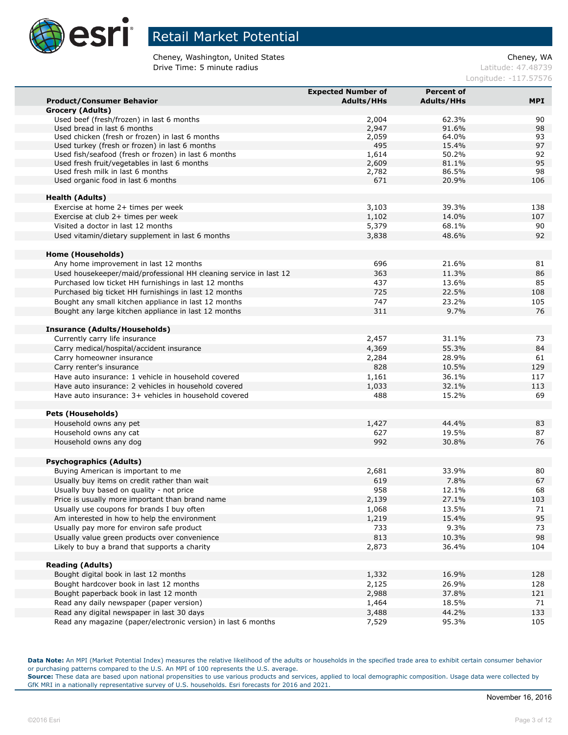# Retail Market Potential

Cheney, Washington, United States
Drive Time: 5 minute radius

Cheney, WA
Latitude: 47.48739
Longitude: -117.57576

| Product/Consumer Behavior | Expected Number of Adults/HHs | Percent of Adults/HHs | MPI |
|---|---|---|---|
| **Grocery (Adults)** | | | |
| Used beef (fresh/frozen) in last 6 months | 2,004 | 62.3% | 90 |
| Used bread in last 6 months | 2,947 | 91.6% | 98 |
| Used chicken (fresh or frozen) in last 6 months | 2,059 | 64.0% | 93 |
| Used turkey (fresh or frozen) in last 6 months | 495 | 15.4% | 97 |
| Used fish/seafood (fresh or frozen) in last 6 months | 1,614 | 50.2% | 92 |
| Used fresh fruit/vegetables in last 6 months | 2,609 | 81.1% | 95 |
| Used fresh milk in last 6 months | 2,782 | 86.5% | 98 |
| Used organic food in last 6 months | 671 | 20.9% | 106 |
| | | | |
| **Health (Adults)** | | | |
| Exercise at home 2+ times per week | 3,103 | 39.3% | 138 |
| Exercise at club 2+ times per week | 1,102 | 14.0% | 107 |
| Visited a doctor in last 12 months | 5,379 | 68.1% | 90 |
| Used vitamin/dietary supplement in last 6 months | 3,838 | 48.6% | 92 |
| | | | |
| **Home (Households)** | | | |
| Any home improvement in last 12 months | 696 | 21.6% | 81 |
| Used housekeeper/maid/professional HH cleaning service in last 12 | 363 | 11.3% | 86 |
| Purchased low ticket HH furnishings in last 12 months | 437 | 13.6% | 85 |
| Purchased big ticket HH furnishings in last 12 months | 725 | 22.5% | 108 |
| Bought any small kitchen appliance in last 12 months | 747 | 23.2% | 105 |
| Bought any large kitchen appliance in last 12 months | 311 | 9.7% | 76 |
| | | | |
| **Insurance (Adults/Households)** | | | |
| Currently carry life insurance | 2,457 | 31.1% | 73 |
| Carry medical/hospital/accident insurance | 4,369 | 55.3% | 84 |
| Carry homeowner insurance | 2,284 | 28.9% | 61 |
| Carry renter's insurance | 828 | 10.5% | 129 |
| Have auto insurance: 1 vehicle in household covered | 1,161 | 36.1% | 117 |
| Have auto insurance: 2 vehicles in household covered | 1,033 | 32.1% | 113 |
| Have auto insurance: 3+ vehicles in household covered | 488 | 15.2% | 69 |
| | | | |
| **Pets (Households)** | | | |
| Household owns any pet | 1,427 | 44.4% | 83 |
| Household owns any cat | 627 | 19.5% | 87 |
| Household owns any dog | 992 | 30.8% | 76 |
| | | | |
| **Psychographics (Adults)** | | | |
| Buying American is important to me | 2,681 | 33.9% | 80 |
| Usually buy items on credit rather than wait | 619 | 7.8% | 67 |
| Usually buy based on quality - not price | 958 | 12.1% | 68 |
| Price is usually more important than brand name | 2,139 | 27.1% | 103 |
| Usually use coupons for brands I buy often | 1,068 | 13.5% | 71 |
| Am interested in how to help the environment | 1,219 | 15.4% | 95 |
| Usually pay more for environ safe product | 733 | 9.3% | 73 |
| Usually value green products over convenience | 813 | 10.3% | 98 |
| Likely to buy a brand that supports a charity | 2,873 | 36.4% | 104 |
| | | | |
| **Reading (Adults)** | | | |
| Bought digital book in last 12 months | 1,332 | 16.9% | 128 |
| Bought hardcover book in last 12 months | 2,125 | 26.9% | 128 |
| Bought paperback book in last 12 month | 2,988 | 37.8% | 121 |
| Read any daily newspaper (paper version) | 1,464 | 18.5% | 71 |
| Read any digital newspaper in last 30 days | 3,488 | 44.2% | 133 |
| Read any magazine (paper/electronic version) in last 6 months | 7,529 | 95.3% | 105 |

**Data Note:** An MPI (Market Potential Index) measures the relative likelihood of the adults or households in the specified trade area to exhibit certain consumer behavior or purchasing patterns compared to the U.S. An MPI of 100 represents the U.S. average.
**Source:** These data are based upon national propensities to use various products and services, applied to local demographic composition. Usage data were collected by GfK MRI in a nationally representative survey of U.S. households. Esri forecasts for 2016 and 2021.

November 16, 2016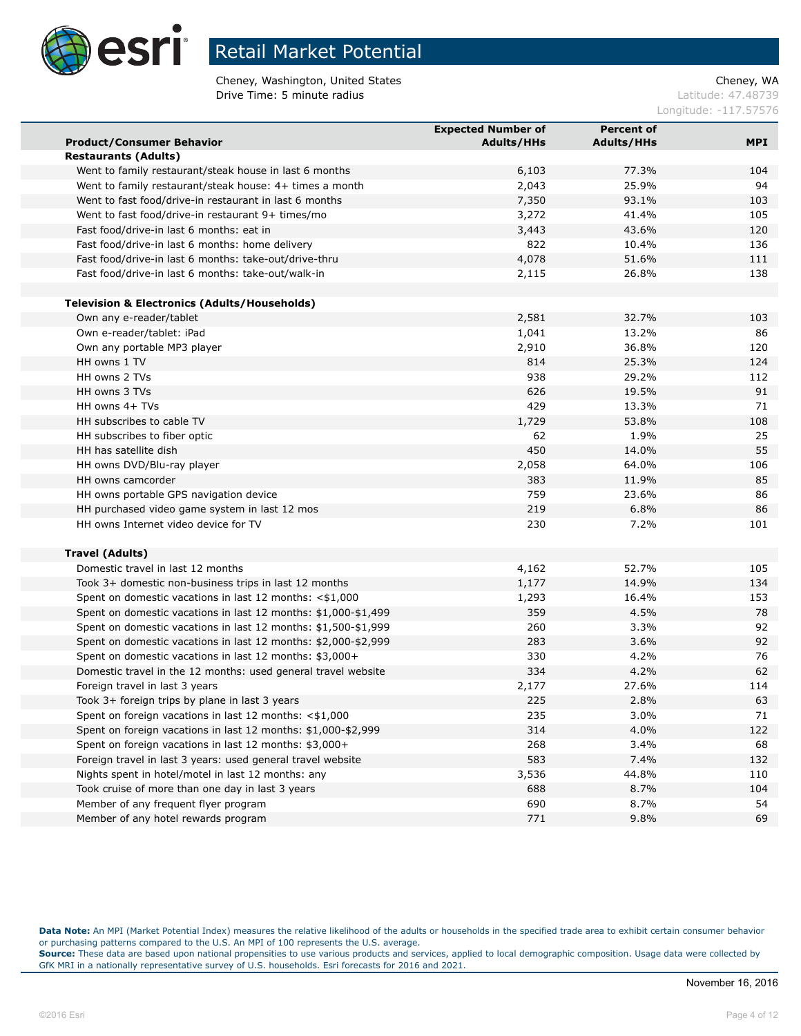# Retail Market Potential

Cheney, Washington, United States
Drive Time: 5 minute radius

Cheney, WA
Latitude: 47.48739
Longitude: -117.57576

| Product/Consumer Behavior | Expected Number of Adults/HHs | Percent of Adults/HHs | MPI |
|---|---|---|---|
| **Restaurants (Adults)** | | | |
| Went to family restaurant/steak house in last 6 months | 6,103 | 77.3% | 104 |
| Went to family restaurant/steak house: 4+ times a month | 2,043 | 25.9% | 94 |
| Went to fast food/drive-in restaurant in last 6 months | 7,350 | 93.1% | 103 |
| Went to fast food/drive-in restaurant 9+ times/mo | 3,272 | 41.4% | 105 |
| Fast food/drive-in last 6 months: eat in | 3,443 | 43.6% | 120 |
| Fast food/drive-in last 6 months: home delivery | 822 | 10.4% | 136 |
| Fast food/drive-in last 6 months: take-out/drive-thru | 4,078 | 51.6% | 111 |
| Fast food/drive-in last 6 months: take-out/walk-in | 2,115 | 26.8% | 138 |
| | | | |
| **Television & Electronics (Adults/Households)** | | | |
| Own any e-reader/tablet | 2,581 | 32.7% | 103 |
| Own e-reader/tablet: iPad | 1,041 | 13.2% | 86 |
| Own any portable MP3 player | 2,910 | 36.8% | 120 |
| HH owns 1 TV | 814 | 25.3% | 124 |
| HH owns 2 TVs | 938 | 29.2% | 112 |
| HH owns 3 TVs | 626 | 19.5% | 91 |
| HH owns 4+ TVs | 429 | 13.3% | 71 |
| HH subscribes to cable TV | 1,729 | 53.8% | 108 |
| HH subscribes to fiber optic | 62 | 1.9% | 25 |
| HH has satellite dish | 450 | 14.0% | 55 |
| HH owns DVD/Blu-ray player | 2,058 | 64.0% | 106 |
| HH owns camcorder | 383 | 11.9% | 85 |
| HH owns portable GPS navigation device | 759 | 23.6% | 86 |
| HH purchased video game system in last 12 mos | 219 | 6.8% | 86 |
| HH owns Internet video device for TV | 230 | 7.2% | 101 |
| | | | |
| **Travel (Adults)** | | | |
| Domestic travel in last 12 months | 4,162 | 52.7% | 105 |
| Took 3+ domestic non-business trips in last 12 months | 1,177 | 14.9% | 134 |
| Spent on domestic vacations in last 12 months: <$1,000 | 1,293 | 16.4% | 153 |
| Spent on domestic vacations in last 12 months: $1,000-$1,499 | 359 | 4.5% | 78 |
| Spent on domestic vacations in last 12 months: $1,500-$1,999 | 260 | 3.3% | 92 |
| Spent on domestic vacations in last 12 months: $2,000-$2,999 | 283 | 3.6% | 92 |
| Spent on domestic vacations in last 12 months: $3,000+ | 330 | 4.2% | 76 |
| Domestic travel in the 12 months: used general travel website | 334 | 4.2% | 62 |
| Foreign travel in last 3 years | 2,177 | 27.6% | 114 |
| Took 3+ foreign trips by plane in last 3 years | 225 | 2.8% | 63 |
| Spent on foreign vacations in last 12 months: <$1,000 | 235 | 3.0% | 71 |
| Spent on foreign vacations in last 12 months: $1,000-$2,999 | 314 | 4.0% | 122 |
| Spent on foreign vacations in last 12 months: $3,000+ | 268 | 3.4% | 68 |
| Foreign travel in last 3 years: used general travel website | 583 | 7.4% | 132 |
| Nights spent in hotel/motel in last 12 months: any | 3,536 | 44.8% | 110 |
| Took cruise of more than one day in last 3 years | 688 | 8.7% | 104 |
| Member of any frequent flyer program | 690 | 8.7% | 54 |
| Member of any hotel rewards program | 771 | 9.8% | 69 |

**Data Note:** An MPI (Market Potential Index) measures the relative likelihood of the adults or households in the specified trade area to exhibit certain consumer behavior or purchasing patterns compared to the U.S. An MPI of 100 represents the U.S. average.
**Source:** These data are based upon national propensities to use various products and services, applied to local demographic composition. Usage data were collected by GfK MRI in a nationally representative survey of U.S. households. Esri forecasts for 2016 and 2021.

November 16, 2016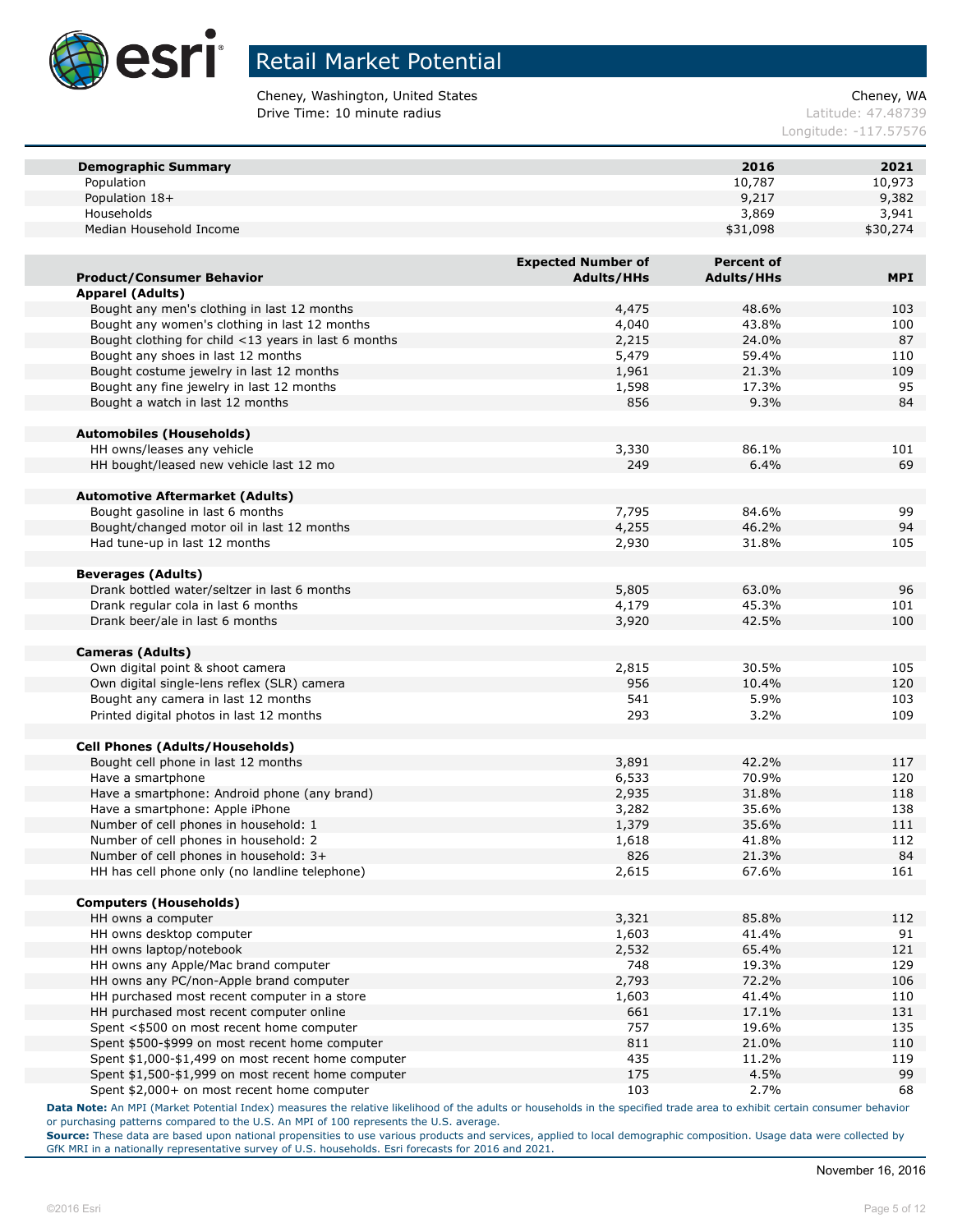# Retail Market Potential

Cheney, Washington, United States
Drive Time: 10 minute radius

Cheney, WA
Latitude: 47.48739
Longitude: -117.57576

| Demographic Summary | 2016 | 2021 |
|---|---|---|
| Population | 10,787 | 10,973 |
| Population 18+ | 9,217 | 9,382 |
| Households | 3,869 | 3,941 |
| Median Household Income | $31,098 | $30,274 |

| Product/Consumer Behavior | Expected Number of Adults/HHs | Percent of Adults/HHs | MPI |
|---|---|---|---|
| **Apparel (Adults)** | | | |
| Bought any men's clothing in last 12 months | 4,475 | 48.6% | 103 |
| Bought any women's clothing in last 12 months | 4,040 | 43.8% | 100 |
| Bought clothing for child <13 years in last 6 months | 2,215 | 24.0% | 87 |
| Bought any shoes in last 12 months | 5,479 | 59.4% | 110 |
| Bought costume jewelry in last 12 months | 1,961 | 21.3% | 109 |
| Bought any fine jewelry in last 12 months | 1,598 | 17.3% | 95 |
| Bought a watch in last 12 months | 856 | 9.3% | 84 |
| **Automobiles (Households)** | | | |
| HH owns/leases any vehicle | 3,330 | 86.1% | 101 |
| HH bought/leased new vehicle last 12 mo | 249 | 6.4% | 69 |
| **Automotive Aftermarket (Adults)** | | | |
| Bought gasoline in last 6 months | 7,795 | 84.6% | 99 |
| Bought/changed motor oil in last 12 months | 4,255 | 46.2% | 94 |
| Had tune-up in last 12 months | 2,930 | 31.8% | 105 |
| **Beverages (Adults)** | | | |
| Drank bottled water/seltzer in last 6 months | 5,805 | 63.0% | 96 |
| Drank regular cola in last 6 months | 4,179 | 45.3% | 101 |
| Drank beer/ale in last 6 months | 3,920 | 42.5% | 100 |
| **Cameras (Adults)** | | | |
| Own digital point & shoot camera | 2,815 | 30.5% | 105 |
| Own digital single-lens reflex (SLR) camera | 956 | 10.4% | 120 |
| Bought any camera in last 12 months | 541 | 5.9% | 103 |
| Printed digital photos in last 12 months | 293 | 3.2% | 109 |
| **Cell Phones (Adults/Households)** | | | |
| Bought cell phone in last 12 months | 3,891 | 42.2% | 117 |
| Have a smartphone | 6,533 | 70.9% | 120 |
| Have a smartphone: Android phone (any brand) | 2,935 | 31.8% | 118 |
| Have a smartphone: Apple iPhone | 3,282 | 35.6% | 138 |
| Number of cell phones in household: 1 | 1,379 | 35.6% | 111 |
| Number of cell phones in household: 2 | 1,618 | 41.8% | 112 |
| Number of cell phones in household: 3+ | 826 | 21.3% | 84 |
| HH has cell phone only (no landline telephone) | 2,615 | 67.6% | 161 |
| **Computers (Households)** | | | |
| HH owns a computer | 3,321 | 85.8% | 112 |
| HH owns desktop computer | 1,603 | 41.4% | 91 |
| HH owns laptop/notebook | 2,532 | 65.4% | 121 |
| HH owns any Apple/Mac brand computer | 748 | 19.3% | 129 |
| HH owns any PC/non-Apple brand computer | 2,793 | 72.2% | 106 |
| HH purchased most recent computer in a store | 1,603 | 41.4% | 110 |
| HH purchased most recent computer online | 661 | 17.1% | 131 |
| Spent <$500 on most recent home computer | 757 | 19.6% | 135 |
| Spent $500-$999 on most recent home computer | 811 | 21.0% | 110 |
| Spent $1,000-$1,499 on most recent home computer | 435 | 11.2% | 119 |
| Spent $1,500-$1,999 on most recent home computer | 175 | 4.5% | 99 |
| Spent $2,000+ on most recent home computer | 103 | 2.7% | 68 |

**Data Note:** An MPI (Market Potential Index) measures the relative likelihood of the adults or households in the specified trade area to exhibit certain consumer behavior or purchasing patterns compared to the U.S. An MPI of 100 represents the U.S. average.

**Source:** These data are based upon national propensities to use various products and services, applied to local demographic composition. Usage data were collected by GfK MRI in a nationally representative survey of U.S. households. Esri forecasts for 2016 and 2021.

November 16, 2016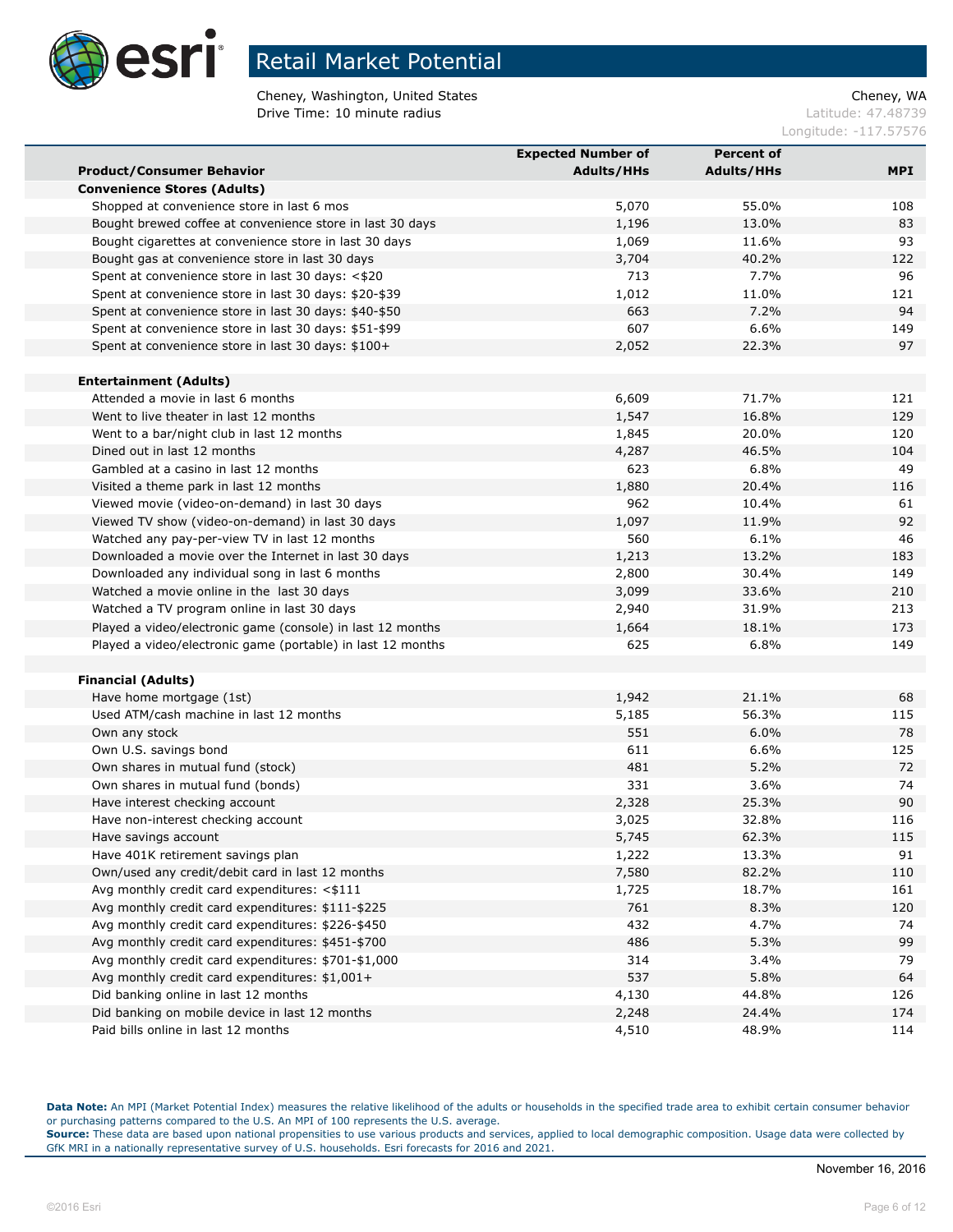# Retail Market Potential

Cheney, Washington, United States
Drive Time: 10 minute radius

Cheney, WA
Latitude: 47.48739
Longitude: -117.57576

| Product/Consumer Behavior | Expected Number of Adults/HHs | Percent of Adults/HHs | MPI |
|---|---|---|---|
| **Convenience Stores (Adults)** | | | |
| Shopped at convenience store in last 6 mos | 5,070 | 55.0% | 108 |
| Bought brewed coffee at convenience store in last 30 days | 1,196 | 13.0% | 83 |
| Bought cigarettes at convenience store in last 30 days | 1,069 | 11.6% | 93 |
| Bought gas at convenience store in last 30 days | 3,704 | 40.2% | 122 |
| Spent at convenience store in last 30 days: <$20 | 713 | 7.7% | 96 |
| Spent at convenience store in last 30 days: $20-$39 | 1,012 | 11.0% | 121 |
| Spent at convenience store in last 30 days: $40-$50 | 663 | 7.2% | 94 |
| Spent at convenience store in last 30 days: $51-$99 | 607 | 6.6% | 149 |
| Spent at convenience store in last 30 days: $100+ | 2,052 | 22.3% | 97 |
| | | | |
| **Entertainment (Adults)** | | | |
| Attended a movie in last 6 months | 6,609 | 71.7% | 121 |
| Went to live theater in last 12 months | 1,547 | 16.8% | 129 |
| Went to a bar/night club in last 12 months | 1,845 | 20.0% | 120 |
| Dined out in last 12 months | 4,287 | 46.5% | 104 |
| Gambled at a casino in last 12 months | 623 | 6.8% | 49 |
| Visited a theme park in last 12 months | 1,880 | 20.4% | 116 |
| Viewed movie (video-on-demand) in last 30 days | 962 | 10.4% | 61 |
| Viewed TV show (video-on-demand) in last 30 days | 1,097 | 11.9% | 92 |
| Watched any pay-per-view TV in last 12 months | 560 | 6.1% | 46 |
| Downloaded a movie over the Internet in last 30 days | 1,213 | 13.2% | 183 |
| Downloaded any individual song in last 6 months | 2,800 | 30.4% | 149 |
| Watched a movie online in the last 30 days | 3,099 | 33.6% | 210 |
| Watched a TV program online in last 30 days | 2,940 | 31.9% | 213 |
| Played a video/electronic game (console) in last 12 months | 1,664 | 18.1% | 173 |
| Played a video/electronic game (portable) in last 12 months | 625 | 6.8% | 149 |
| | | | |
| **Financial (Adults)** | | | |
| Have home mortgage (1st) | 1,942 | 21.1% | 68 |
| Used ATM/cash machine in last 12 months | 5,185 | 56.3% | 115 |
| Own any stock | 551 | 6.0% | 78 |
| Own U.S. savings bond | 611 | 6.6% | 125 |
| Own shares in mutual fund (stock) | 481 | 5.2% | 72 |
| Own shares in mutual fund (bonds) | 331 | 3.6% | 74 |
| Have interest checking account | 2,328 | 25.3% | 90 |
| Have non-interest checking account | 3,025 | 32.8% | 116 |
| Have savings account | 5,745 | 62.3% | 115 |
| Have 401K retirement savings plan | 1,222 | 13.3% | 91 |
| Own/used any credit/debit card in last 12 months | 7,580 | 82.2% | 110 |
| Avg monthly credit card expenditures: <$111 | 1,725 | 18.7% | 161 |
| Avg monthly credit card expenditures: $111-$225 | 761 | 8.3% | 120 |
| Avg monthly credit card expenditures: $226-$450 | 432 | 4.7% | 74 |
| Avg monthly credit card expenditures: $451-$700 | 486 | 5.3% | 99 |
| Avg monthly credit card expenditures: $701-$1,000 | 314 | 3.4% | 79 |
| Avg monthly credit card expenditures: $1,001+ | 537 | 5.8% | 64 |
| Did banking online in last 12 months | 4,130 | 44.8% | 126 |
| Did banking on mobile device in last 12 months | 2,248 | 24.4% | 174 |
| Paid bills online in last 12 months | 4,510 | 48.9% | 114 |

**Data Note:** An MPI (Market Potential Index) measures the relative likelihood of the adults or households in the specified trade area to exhibit certain consumer behavior or purchasing patterns compared to the U.S. An MPI of 100 represents the U.S. average.
**Source:** These data are based upon national propensities to use various products and services, applied to local demographic composition. Usage data were collected by GfK MRI in a nationally representative survey of U.S. households. Esri forecasts for 2016 and 2021.

November 16, 2016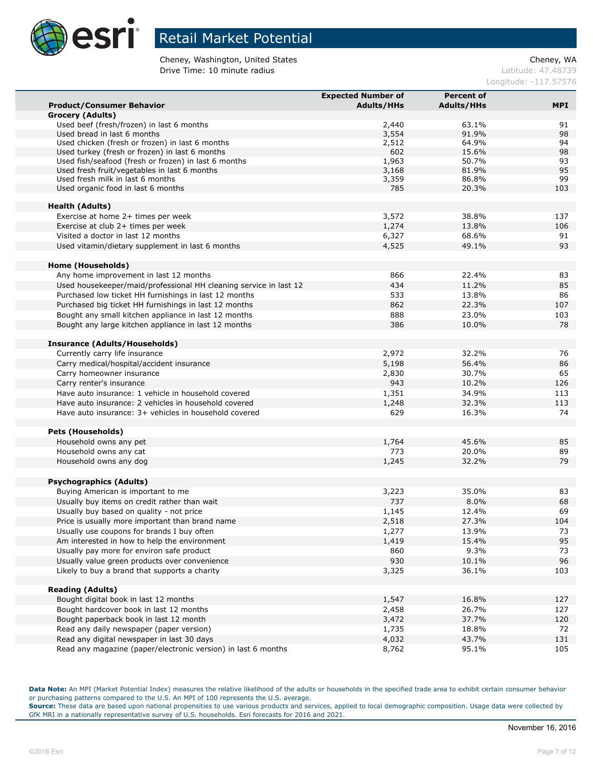# Retail Market Potential

Cheney, Washington, United States
Drive Time: 10 minute radius

Cheney, WA
Latitude: 47.48739
Longitude: -117.57576

| Product/Consumer Behavior | Expected Number of Adults/HHs | Percent of Adults/HHs | MPI |
|---|---|---|---|
| **Grocery (Adults)** | | | |
| Used beef (fresh/frozen) in last 6 months | 2,440 | 63.1% | 91 |
| Used bread in last 6 months | 3,554 | 91.9% | 98 |
| Used chicken (fresh or frozen) in last 6 months | 2,512 | 64.9% | 94 |
| Used turkey (fresh or frozen) in last 6 months | 602 | 15.6% | 98 |
| Used fish/seafood (fresh or frozen) in last 6 months | 1,963 | 50.7% | 93 |
| Used fresh fruit/vegetables in last 6 months | 3,168 | 81.9% | 95 |
| Used fresh milk in last 6 months | 3,359 | 86.8% | 99 |
| Used organic food in last 6 months | 785 | 20.3% | 103 |
| | | | |
| **Health (Adults)** | | | |
| Exercise at home 2+ times per week | 3,572 | 38.8% | 137 |
| Exercise at club 2+ times per week | 1,274 | 13.8% | 106 |
| Visited a doctor in last 12 months | 6,327 | 68.6% | 91 |
| Used vitamin/dietary supplement in last 6 months | 4,525 | 49.1% | 93 |
| | | | |
| **Home (Households)** | | | |
| Any home improvement in last 12 months | 866 | 22.4% | 83 |
| Used housekeeper/maid/professional HH cleaning service in last 12 | 434 | 11.2% | 85 |
| Purchased low ticket HH furnishings in last 12 months | 533 | 13.8% | 86 |
| Purchased big ticket HH furnishings in last 12 months | 862 | 22.3% | 107 |
| Bought any small kitchen appliance in last 12 months | 888 | 23.0% | 103 |
| Bought any large kitchen appliance in last 12 months | 386 | 10.0% | 78 |
| | | | |
| **Insurance (Adults/Households)** | | | |
| Currently carry life insurance | 2,972 | 32.2% | 76 |
| Carry medical/hospital/accident insurance | 5,198 | 56.4% | 86 |
| Carry homeowner insurance | 2,830 | 30.7% | 65 |
| Carry renter's insurance | 943 | 10.2% | 126 |
| Have auto insurance: 1 vehicle in household covered | 1,351 | 34.9% | 113 |
| Have auto insurance: 2 vehicles in household covered | 1,248 | 32.3% | 113 |
| Have auto insurance: 3+ vehicles in household covered | 629 | 16.3% | 74 |
| | | | |
| **Pets (Households)** | | | |
| Household owns any pet | 1,764 | 45.6% | 85 |
| Household owns any cat | 773 | 20.0% | 89 |
| Household owns any dog | 1,245 | 32.2% | 79 |
| | | | |
| **Psychographics (Adults)** | | | |
| Buying American is important to me | 3,223 | 35.0% | 83 |
| Usually buy items on credit rather than wait | 737 | 8.0% | 68 |
| Usually buy based on quality - not price | 1,145 | 12.4% | 69 |
| Price is usually more important than brand name | 2,518 | 27.3% | 104 |
| Usually use coupons for brands I buy often | 1,277 | 13.9% | 73 |
| Am interested in how to help the environment | 1,419 | 15.4% | 95 |
| Usually pay more for environ safe product | 860 | 9.3% | 73 |
| Usually value green products over convenience | 930 | 10.1% | 96 |
| Likely to buy a brand that supports a charity | 3,325 | 36.1% | 103 |
| | | | |
| **Reading (Adults)** | | | |
| Bought digital book in last 12 months | 1,547 | 16.8% | 127 |
| Bought hardcover book in last 12 months | 2,458 | 26.7% | 127 |
| Bought paperback book in last 12 month | 3,472 | 37.7% | 120 |
| Read any daily newspaper (paper version) | 1,735 | 18.8% | 72 |
| Read any digital newspaper in last 30 days | 4,032 | 43.7% | 131 |
| Read any magazine (paper/electronic version) in last 6 months | 8,762 | 95.1% | 105 |

**Data Note:** An MPI (Market Potential Index) measures the relative likelihood of the adults or households in the specified trade area to exhibit certain consumer behavior or purchasing patterns compared to the U.S. An MPI of 100 represents the U.S. average.
**Source:** These data are based upon national propensities to use various products and services, applied to local demographic composition. Usage data were collected by GfK MRI in a nationally representative survey of U.S. households. Esri forecasts for 2016 and 2021.

November 16, 2016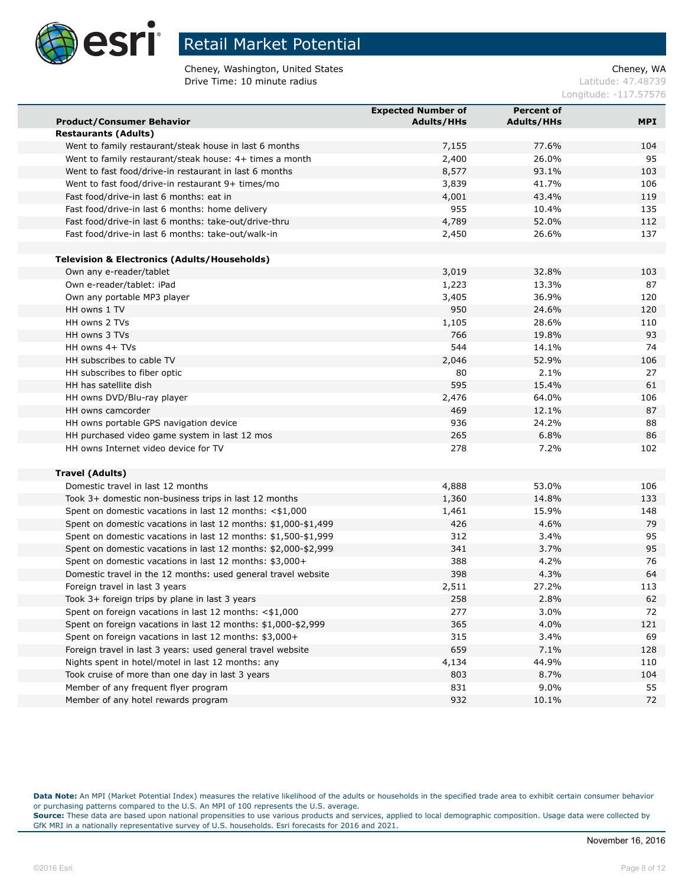# Retail Market Potential

Cheney, Washington, United States
Drive Time: 10 minute radius

Cheney, WA
Latitude: 47.48739
Longitude: -117.57576

| Product/Consumer Behavior | Expected Number of Adults/HHs | Percent of Adults/HHs | MPI |
|---|---|---|---|
| **Restaurants (Adults)** | | | |
| Went to family restaurant/steak house in last 6 months | 7,155 | 77.6% | 104 |
| Went to family restaurant/steak house: 4+ times a month | 2,400 | 26.0% | 95 |
| Went to fast food/drive-in restaurant in last 6 months | 8,577 | 93.1% | 103 |
| Went to fast food/drive-in restaurant 9+ times/mo | 3,839 | 41.7% | 106 |
| Fast food/drive-in last 6 months: eat in | 4,001 | 43.4% | 119 |
| Fast food/drive-in last 6 months: home delivery | 955 | 10.4% | 135 |
| Fast food/drive-in last 6 months: take-out/drive-thru | 4,789 | 52.0% | 112 |
| Fast food/drive-in last 6 months: take-out/walk-in | 2,450 | 26.6% | 137 |
| | | | |
| **Television & Electronics (Adults/Households)** | | | |
| Own any e-reader/tablet | 3,019 | 32.8% | 103 |
| Own e-reader/tablet: iPad | 1,223 | 13.3% | 87 |
| Own any portable MP3 player | 3,405 | 36.9% | 120 |
| HH owns 1 TV | 950 | 24.6% | 120 |
| HH owns 2 TVs | 1,105 | 28.6% | 110 |
| HH owns 3 TVs | 766 | 19.8% | 93 |
| HH owns 4+ TVs | 544 | 14.1% | 74 |
| HH subscribes to cable TV | 2,046 | 52.9% | 106 |
| HH subscribes to fiber optic | 80 | 2.1% | 27 |
| HH has satellite dish | 595 | 15.4% | 61 |
| HH owns DVD/Blu-ray player | 2,476 | 64.0% | 106 |
| HH owns camcorder | 469 | 12.1% | 87 |
| HH owns portable GPS navigation device | 936 | 24.2% | 88 |
| HH purchased video game system in last 12 mos | 265 | 6.8% | 86 |
| HH owns Internet video device for TV | 278 | 7.2% | 102 |
| | | | |
| **Travel (Adults)** | | | |
| Domestic travel in last 12 months | 4,888 | 53.0% | 106 |
| Took 3+ domestic non-business trips in last 12 months | 1,360 | 14.8% | 133 |
| Spent on domestic vacations in last 12 months: <$1,000 | 1,461 | 15.9% | 148 |
| Spent on domestic vacations in last 12 months: $1,000-$1,499 | 426 | 4.6% | 79 |
| Spent on domestic vacations in last 12 months: $1,500-$1,999 | 312 | 3.4% | 95 |
| Spent on domestic vacations in last 12 months: $2,000-$2,999 | 341 | 3.7% | 95 |
| Spent on domestic vacations in last 12 months: $3,000+ | 388 | 4.2% | 76 |
| Domestic travel in the 12 months: used general travel website | 398 | 4.3% | 64 |
| Foreign travel in last 3 years | 2,511 | 27.2% | 113 |
| Took 3+ foreign trips by plane in last 3 years | 258 | 2.8% | 62 |
| Spent on foreign vacations in last 12 months: <$1,000 | 277 | 3.0% | 72 |
| Spent on foreign vacations in last 12 months: $1,000-$2,999 | 365 | 4.0% | 121 |
| Spent on foreign vacations in last 12 months: $3,000+ | 315 | 3.4% | 69 |
| Foreign travel in last 3 years: used general travel website | 659 | 7.1% | 128 |
| Nights spent in hotel/motel in last 12 months: any | 4,134 | 44.9% | 110 |
| Took cruise of more than one day in last 3 years | 803 | 8.7% | 104 |
| Member of any frequent flyer program | 831 | 9.0% | 55 |
| Member of any hotel rewards program | 932 | 10.1% | 72 |

**Data Note:** An MPI (Market Potential Index) measures the relative likelihood of the adults or households in the specified trade area to exhibit certain consumer behavior or purchasing patterns compared to the U.S. An MPI of 100 represents the U.S. average.
**Source:** These data are based upon national propensities to use various products and services, applied to local demographic composition. Usage data were collected by GfK MRI in a nationally representative survey of U.S. households. Esri forecasts for 2016 and 2021.

November 16, 2016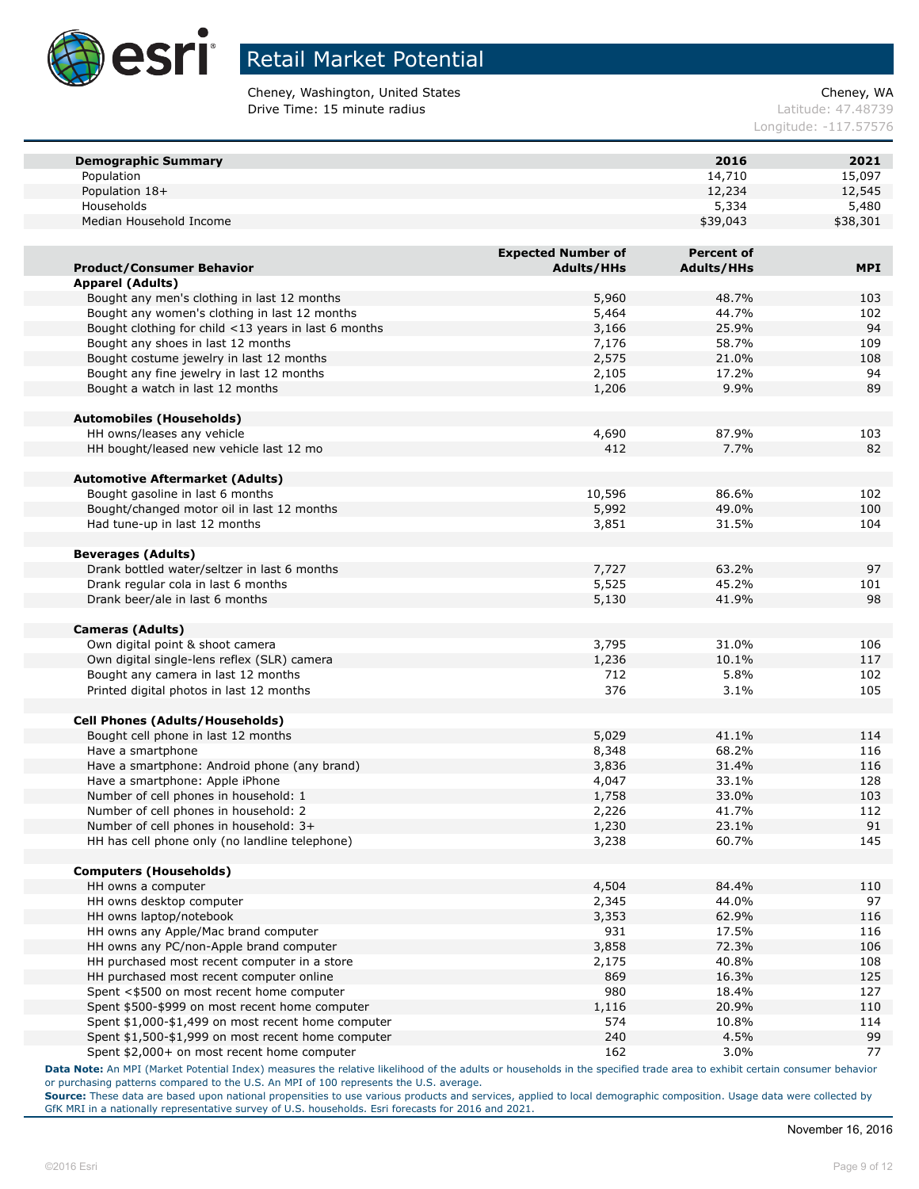# Retail Market Potential

Cheney, Washington, United States
Drive Time: 15 minute radius

Cheney, WA
Latitude: 47.48739
Longitude: -117.57576

| Demographic Summary | 2016 | 2021 |
|---|---|---|
| Population | 14,710 | 15,097 |
| Population 18+ | 12,234 | 12,545 |
| Households | 5,334 | 5,480 |
| Median Household Income | $39,043 | $38,301 |

| Product/Consumer Behavior | Expected Number of Adults/HHs | Percent of Adults/HHs | MPI |
|---|---|---|---|
| **Apparel (Adults)** | | | |
| Bought any men's clothing in last 12 months | 5,960 | 48.7% | 103 |
| Bought any women's clothing in last 12 months | 5,464 | 44.7% | 102 |
| Bought clothing for child <13 years in last 6 months | 3,166 | 25.9% | 94 |
| Bought any shoes in last 12 months | 7,176 | 58.7% | 109 |
| Bought costume jewelry in last 12 months | 2,575 | 21.0% | 108 |
| Bought any fine jewelry in last 12 months | 2,105 | 17.2% | 94 |
| Bought a watch in last 12 months | 1,206 | 9.9% | 89 |
| **Automobiles (Households)** | | | |
| HH owns/leases any vehicle | 4,690 | 87.9% | 103 |
| HH bought/leased new vehicle last 12 mo | 412 | 7.7% | 82 |
| **Automotive Aftermarket (Adults)** | | | |
| Bought gasoline in last 6 months | 10,596 | 86.6% | 102 |
| Bought/changed motor oil in last 12 months | 5,992 | 49.0% | 100 |
| Had tune-up in last 12 months | 3,851 | 31.5% | 104 |
| **Beverages (Adults)** | | | |
| Drank bottled water/seltzer in last 6 months | 7,727 | 63.2% | 97 |
| Drank regular cola in last 6 months | 5,525 | 45.2% | 101 |
| Drank beer/ale in last 6 months | 5,130 | 41.9% | 98 |
| **Cameras (Adults)** | | | |
| Own digital point & shoot camera | 3,795 | 31.0% | 106 |
| Own digital single-lens reflex (SLR) camera | 1,236 | 10.1% | 117 |
| Bought any camera in last 12 months | 712 | 5.8% | 102 |
| Printed digital photos in last 12 months | 376 | 3.1% | 105 |
| **Cell Phones (Adults/Households)** | | | |
| Bought cell phone in last 12 months | 5,029 | 41.1% | 114 |
| Have a smartphone | 8,348 | 68.2% | 116 |
| Have a smartphone: Android phone (any brand) | 3,836 | 31.4% | 116 |
| Have a smartphone: Apple iPhone | 4,047 | 33.1% | 128 |
| Number of cell phones in household: 1 | 1,758 | 33.0% | 103 |
| Number of cell phones in household: 2 | 2,226 | 41.7% | 112 |
| Number of cell phones in household: 3+ | 1,230 | 23.1% | 91 |
| HH has cell phone only (no landline telephone) | 3,238 | 60.7% | 145 |
| **Computers (Households)** | | | |
| HH owns a computer | 4,504 | 84.4% | 110 |
| HH owns desktop computer | 2,345 | 44.0% | 97 |
| HH owns laptop/notebook | 3,353 | 62.9% | 116 |
| HH owns any Apple/Mac brand computer | 931 | 17.5% | 116 |
| HH owns any PC/non-Apple brand computer | 3,858 | 72.3% | 106 |
| HH purchased most recent computer in a store | 2,175 | 40.8% | 108 |
| HH purchased most recent computer online | 869 | 16.3% | 125 |
| Spent <$500 on most recent home computer | 980 | 18.4% | 127 |
| Spent $500-$999 on most recent home computer | 1,116 | 20.9% | 110 |
| Spent $1,000-$1,499 on most recent home computer | 574 | 10.8% | 114 |
| Spent $1,500-$1,999 on most recent home computer | 240 | 4.5% | 99 |
| Spent $2,000+ on most recent home computer | 162 | 3.0% | 77 |

**Data Note:** An MPI (Market Potential Index) measures the relative likelihood of the adults or households in the specified trade area to exhibit certain consumer behavior or purchasing patterns compared to the U.S. An MPI of 100 represents the U.S. average.

**Source:** These data are based upon national propensities to use various products and services, applied to local demographic composition. Usage data were collected by GfK MRI in a nationally representative survey of U.S. households. Esri forecasts for 2016 and 2021.

November 16, 2016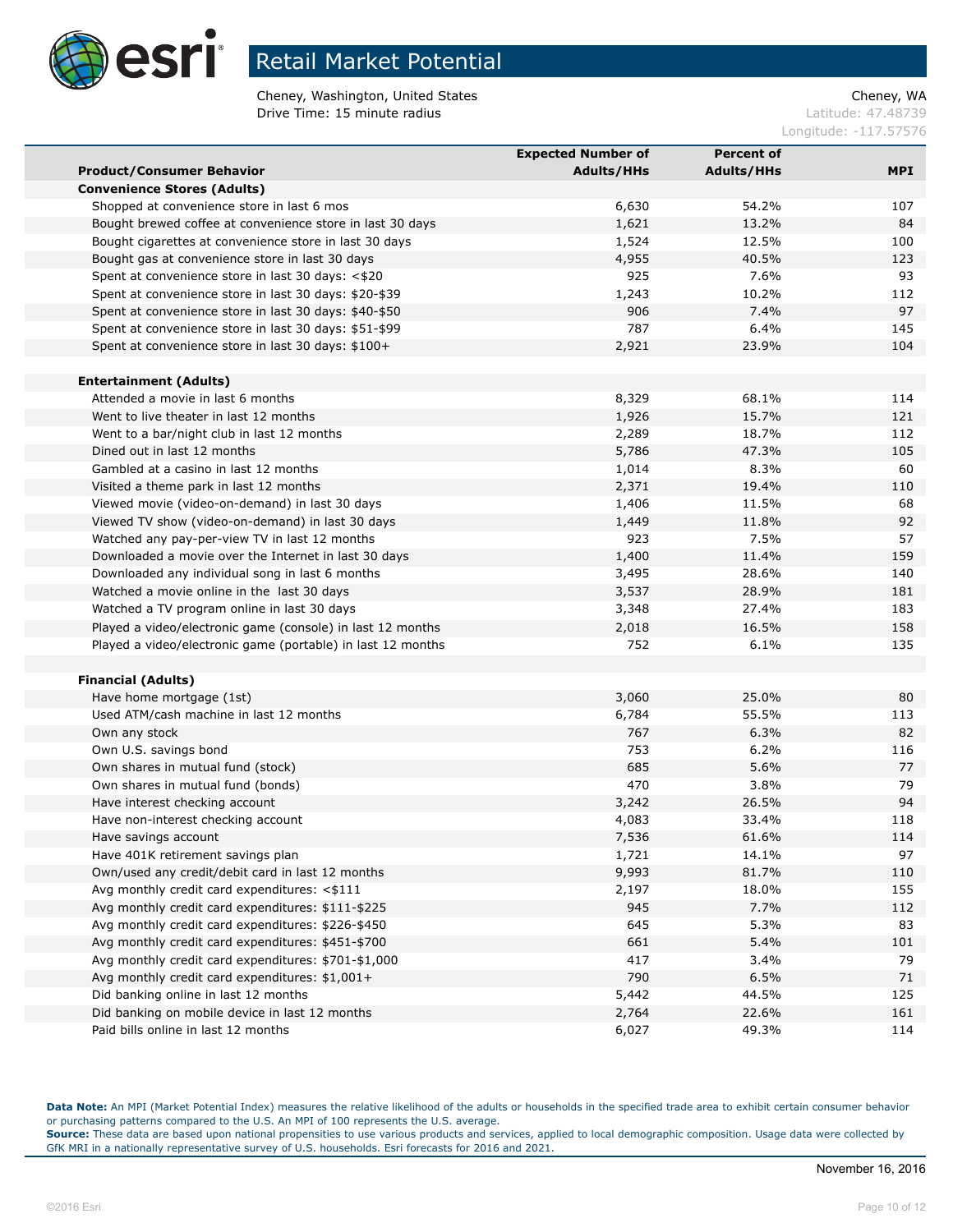# Retail Market Potential

Cheney, Washington, United States
Drive Time: 15 minute radius

Cheney, WA
Latitude: 47.48739
Longitude: -117.57576

| Product/Consumer Behavior | Expected Number of Adults/HHs | Percent of Adults/HHs | MPI |
|---|---|---|---|
| **Convenience Stores (Adults)** | | | |
| Shopped at convenience store in last 6 mos | 6,630 | 54.2% | 107 |
| Bought brewed coffee at convenience store in last 30 days | 1,621 | 13.2% | 84 |
| Bought cigarettes at convenience store in last 30 days | 1,524 | 12.5% | 100 |
| Bought gas at convenience store in last 30 days | 4,955 | 40.5% | 123 |
| Spent at convenience store in last 30 days: <$20 | 925 | 7.6% | 93 |
| Spent at convenience store in last 30 days: $20-$39 | 1,243 | 10.2% | 112 |
| Spent at convenience store in last 30 days: $40-$50 | 906 | 7.4% | 97 |
| Spent at convenience store in last 30 days: $51-$99 | 787 | 6.4% | 145 |
| Spent at convenience store in last 30 days: $100+ | 2,921 | 23.9% | 104 |
| | | | |
| **Entertainment (Adults)** | | | |
| Attended a movie in last 6 months | 8,329 | 68.1% | 114 |
| Went to live theater in last 12 months | 1,926 | 15.7% | 121 |
| Went to a bar/night club in last 12 months | 2,289 | 18.7% | 112 |
| Dined out in last 12 months | 5,786 | 47.3% | 105 |
| Gambled at a casino in last 12 months | 1,014 | 8.3% | 60 |
| Visited a theme park in last 12 months | 2,371 | 19.4% | 110 |
| Viewed movie (video-on-demand) in last 30 days | 1,406 | 11.5% | 68 |
| Viewed TV show (video-on-demand) in last 30 days | 1,449 | 11.8% | 92 |
| Watched any pay-per-view TV in last 12 months | 923 | 7.5% | 57 |
| Downloaded a movie over the Internet in last 30 days | 1,400 | 11.4% | 159 |
| Downloaded any individual song in last 6 months | 3,495 | 28.6% | 140 |
| Watched a movie online in the last 30 days | 3,537 | 28.9% | 181 |
| Watched a TV program online in last 30 days | 3,348 | 27.4% | 183 |
| Played a video/electronic game (console) in last 12 months | 2,018 | 16.5% | 158 |
| Played a video/electronic game (portable) in last 12 months | 752 | 6.1% | 135 |
| | | | |
| **Financial (Adults)** | | | |
| Have home mortgage (1st) | 3,060 | 25.0% | 80 |
| Used ATM/cash machine in last 12 months | 6,784 | 55.5% | 113 |
| Own any stock | 767 | 6.3% | 82 |
| Own U.S. savings bond | 753 | 6.2% | 116 |
| Own shares in mutual fund (stock) | 685 | 5.6% | 77 |
| Own shares in mutual fund (bonds) | 470 | 3.8% | 79 |
| Have interest checking account | 3,242 | 26.5% | 94 |
| Have non-interest checking account | 4,083 | 33.4% | 118 |
| Have savings account | 7,536 | 61.6% | 114 |
| Have 401K retirement savings plan | 1,721 | 14.1% | 97 |
| Own/used any credit/debit card in last 12 months | 9,993 | 81.7% | 110 |
| Avg monthly credit card expenditures: <$111 | 2,197 | 18.0% | 155 |
| Avg monthly credit card expenditures: $111-$225 | 945 | 7.7% | 112 |
| Avg monthly credit card expenditures: $226-$450 | 645 | 5.3% | 83 |
| Avg monthly credit card expenditures: $451-$700 | 661 | 5.4% | 101 |
| Avg monthly credit card expenditures: $701-$1,000 | 417 | 3.4% | 79 |
| Avg monthly credit card expenditures: $1,001+ | 790 | 6.5% | 71 |
| Did banking online in last 12 months | 5,442 | 44.5% | 125 |
| Did banking on mobile device in last 12 months | 2,764 | 22.6% | 161 |
| Paid bills online in last 12 months | 6,027 | 49.3% | 114 |

**Data Note:** An MPI (Market Potential Index) measures the relative likelihood of the adults or households in the specified trade area to exhibit certain consumer behavior or purchasing patterns compared to the U.S. An MPI of 100 represents the U.S. average.
**Source:** These data are based upon national propensities to use various products and services, applied to local demographic composition. Usage data were collected by GfK MRI in a nationally representative survey of U.S. households. Esri forecasts for 2016 and 2021.

November 16, 2016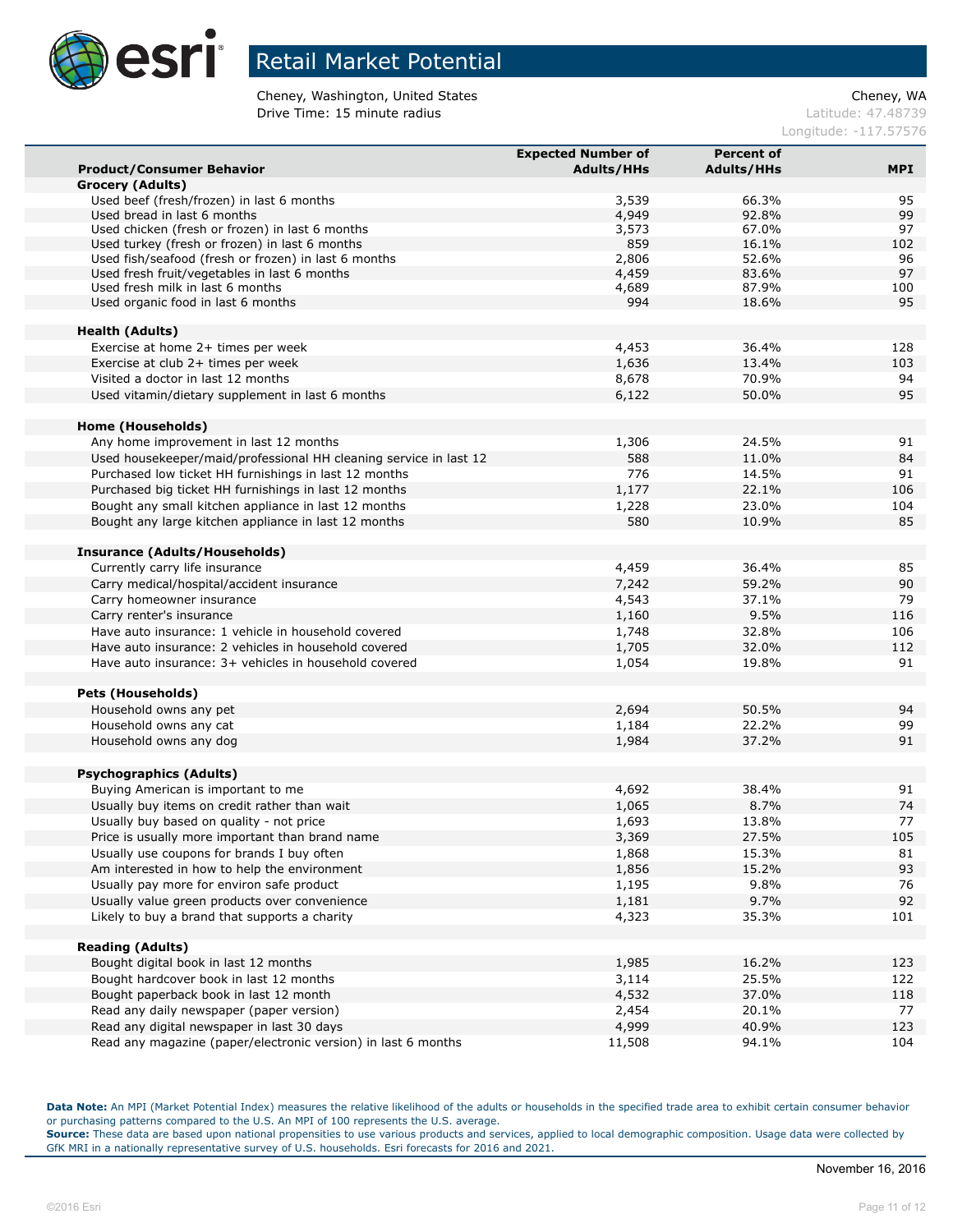# Retail Market Potential

Cheney, Washington, United States
Drive Time: 15 minute radius

Cheney, WA
Latitude: 47.48739
Longitude: -117.57576

| Product/Consumer Behavior | Expected Number of Adults/HHs | Percent of Adults/HHs | MPI |
|---|---|---|---|
| **Grocery (Adults)** | | | |
| Used beef (fresh/frozen) in last 6 months | 3,539 | 66.3% | 95 |
| Used bread in last 6 months | 4,949 | 92.8% | 99 |
| Used chicken (fresh or frozen) in last 6 months | 3,573 | 67.0% | 97 |
| Used turkey (fresh or frozen) in last 6 months | 859 | 16.1% | 102 |
| Used fish/seafood (fresh or frozen) in last 6 months | 2,806 | 52.6% | 96 |
| Used fresh fruit/vegetables in last 6 months | 4,459 | 83.6% | 97 |
| Used fresh milk in last 6 months | 4,689 | 87.9% | 100 |
| Used organic food in last 6 months | 994 | 18.6% | 95 |
| | | | |
| **Health (Adults)** | | | |
| Exercise at home 2+ times per week | 4,453 | 36.4% | 128 |
| Exercise at club 2+ times per week | 1,636 | 13.4% | 103 |
| Visited a doctor in last 12 months | 8,678 | 70.9% | 94 |
| Used vitamin/dietary supplement in last 6 months | 6,122 | 50.0% | 95 |
| | | | |
| **Home (Households)** | | | |
| Any home improvement in last 12 months | 1,306 | 24.5% | 91 |
| Used housekeeper/maid/professional HH cleaning service in last 12 | 588 | 11.0% | 84 |
| Purchased low ticket HH furnishings in last 12 months | 776 | 14.5% | 91 |
| Purchased big ticket HH furnishings in last 12 months | 1,177 | 22.1% | 106 |
| Bought any small kitchen appliance in last 12 months | 1,228 | 23.0% | 104 |
| Bought any large kitchen appliance in last 12 months | 580 | 10.9% | 85 |
| | | | |
| **Insurance (Adults/Households)** | | | |
| Currently carry life insurance | 4,459 | 36.4% | 85 |
| Carry medical/hospital/accident insurance | 7,242 | 59.2% | 90 |
| Carry homeowner insurance | 4,543 | 37.1% | 79 |
| Carry renter's insurance | 1,160 | 9.5% | 116 |
| Have auto insurance: 1 vehicle in household covered | 1,748 | 32.8% | 106 |
| Have auto insurance: 2 vehicles in household covered | 1,705 | 32.0% | 112 |
| Have auto insurance: 3+ vehicles in household covered | 1,054 | 19.8% | 91 |
| | | | |
| **Pets (Households)** | | | |
| Household owns any pet | 2,694 | 50.5% | 94 |
| Household owns any cat | 1,184 | 22.2% | 99 |
| Household owns any dog | 1,984 | 37.2% | 91 |
| | | | |
| **Psychographics (Adults)** | | | |
| Buying American is important to me | 4,692 | 38.4% | 91 |
| Usually buy items on credit rather than wait | 1,065 | 8.7% | 74 |
| Usually buy based on quality - not price | 1,693 | 13.8% | 77 |
| Price is usually more important than brand name | 3,369 | 27.5% | 105 |
| Usually use coupons for brands I buy often | 1,868 | 15.3% | 81 |
| Am interested in how to help the environment | 1,856 | 15.2% | 93 |
| Usually pay more for environ safe product | 1,195 | 9.8% | 76 |
| Usually value green products over convenience | 1,181 | 9.7% | 92 |
| Likely to buy a brand that supports a charity | 4,323 | 35.3% | 101 |
| | | | |
| **Reading (Adults)** | | | |
| Bought digital book in last 12 months | 1,985 | 16.2% | 123 |
| Bought hardcover book in last 12 months | 3,114 | 25.5% | 122 |
| Bought paperback book in last 12 month | 4,532 | 37.0% | 118 |
| Read any daily newspaper (paper version) | 2,454 | 20.1% | 77 |
| Read any digital newspaper in last 30 days | 4,999 | 40.9% | 123 |
| Read any magazine (paper/electronic version) in last 6 months | 11,508 | 94.1% | 104 |

**Data Note:** An MPI (Market Potential Index) measures the relative likelihood of the adults or households in the specified trade area to exhibit certain consumer behavior or purchasing patterns compared to the U.S. An MPI of 100 represents the U.S. average.
**Source:** These data are based upon national propensities to use various products and services, applied to local demographic composition. Usage data were collected by GfK MRI in a nationally representative survey of U.S. households. Esri forecasts for 2016 and 2021.

November 16, 2016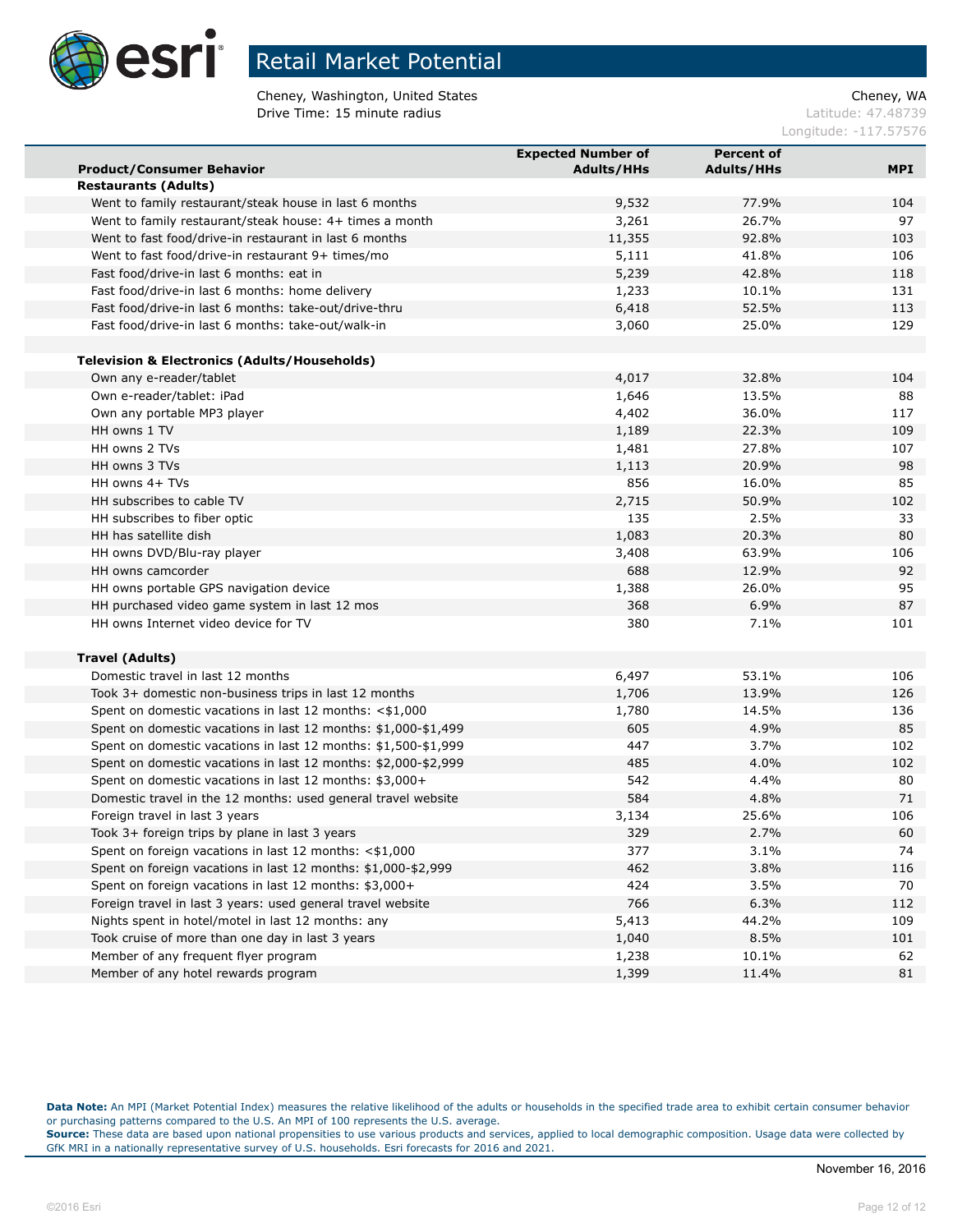# Retail Market Potential

Cheney, Washington, United States
Drive Time: 15 minute radius

Cheney, WA
Latitude: 47.48739
Longitude: -117.57576

| Product/Consumer Behavior | Expected Number of Adults/HHs | Percent of Adults/HHs | MPI |
|---|---|---|---|
| **Restaurants (Adults)** | | | |
| Went to family restaurant/steak house in last 6 months | 9,532 | 77.9% | 104 |
| Went to family restaurant/steak house: 4+ times a month | 3,261 | 26.7% | 97 |
| Went to fast food/drive-in restaurant in last 6 months | 11,355 | 92.8% | 103 |
| Went to fast food/drive-in restaurant 9+ times/mo | 5,111 | 41.8% | 106 |
| Fast food/drive-in last 6 months: eat in | 5,239 | 42.8% | 118 |
| Fast food/drive-in last 6 months: home delivery | 1,233 | 10.1% | 131 |
| Fast food/drive-in last 6 months: take-out/drive-thru | 6,418 | 52.5% | 113 |
| Fast food/drive-in last 6 months: take-out/walk-in | 3,060 | 25.0% | 129 |
| | | | |
| **Television & Electronics (Adults/Households)** | | | |
| Own any e-reader/tablet | 4,017 | 32.8% | 104 |
| Own e-reader/tablet: iPad | 1,646 | 13.5% | 88 |
| Own any portable MP3 player | 4,402 | 36.0% | 117 |
| HH owns 1 TV | 1,189 | 22.3% | 109 |
| HH owns 2 TVs | 1,481 | 27.8% | 107 |
| HH owns 3 TVs | 1,113 | 20.9% | 98 |
| HH owns 4+ TVs | 856 | 16.0% | 85 |
| HH subscribes to cable TV | 2,715 | 50.9% | 102 |
| HH subscribes to fiber optic | 135 | 2.5% | 33 |
| HH has satellite dish | 1,083 | 20.3% | 80 |
| HH owns DVD/Blu-ray player | 3,408 | 63.9% | 106 |
| HH owns camcorder | 688 | 12.9% | 92 |
| HH owns portable GPS navigation device | 1,388 | 26.0% | 95 |
| HH purchased video game system in last 12 mos | 368 | 6.9% | 87 |
| HH owns Internet video device for TV | 380 | 7.1% | 101 |
| | | | |
| **Travel (Adults)** | | | |
| Domestic travel in last 12 months | 6,497 | 53.1% | 106 |
| Took 3+ domestic non-business trips in last 12 months | 1,706 | 13.9% | 126 |
| Spent on domestic vacations in last 12 months: <$1,000 | 1,780 | 14.5% | 136 |
| Spent on domestic vacations in last 12 months: $1,000-$1,499 | 605 | 4.9% | 85 |
| Spent on domestic vacations in last 12 months: $1,500-$1,999 | 447 | 3.7% | 102 |
| Spent on domestic vacations in last 12 months: $2,000-$2,999 | 485 | 4.0% | 102 |
| Spent on domestic vacations in last 12 months: $3,000+ | 542 | 4.4% | 80 |
| Domestic travel in the 12 months: used general travel website | 584 | 4.8% | 71 |
| Foreign travel in last 3 years | 3,134 | 25.6% | 106 |
| Took 3+ foreign trips by plane in last 3 years | 329 | 2.7% | 60 |
| Spent on foreign vacations in last 12 months: <$1,000 | 377 | 3.1% | 74 |
| Spent on foreign vacations in last 12 months: $1,000-$2,999 | 462 | 3.8% | 116 |
| Spent on foreign vacations in last 12 months: $3,000+ | 424 | 3.5% | 70 |
| Foreign travel in last 3 years: used general travel website | 766 | 6.3% | 112 |
| Nights spent in hotel/motel in last 12 months: any | 5,413 | 44.2% | 109 |
| Took cruise of more than one day in last 3 years | 1,040 | 8.5% | 101 |
| Member of any frequent flyer program | 1,238 | 10.1% | 62 |
| Member of any hotel rewards program | 1,399 | 11.4% | 81 |

**Data Note:** An MPI (Market Potential Index) measures the relative likelihood of the adults or households in the specified trade area to exhibit certain consumer behavior or purchasing patterns compared to the U.S. An MPI of 100 represents the U.S. average.

**Source:** These data are based upon national propensities to use various products and services, applied to local demographic composition. Usage data were collected by GfK MRI in a nationally representative survey of U.S. households. Esri forecasts for 2016 and 2021.

November 16, 2016